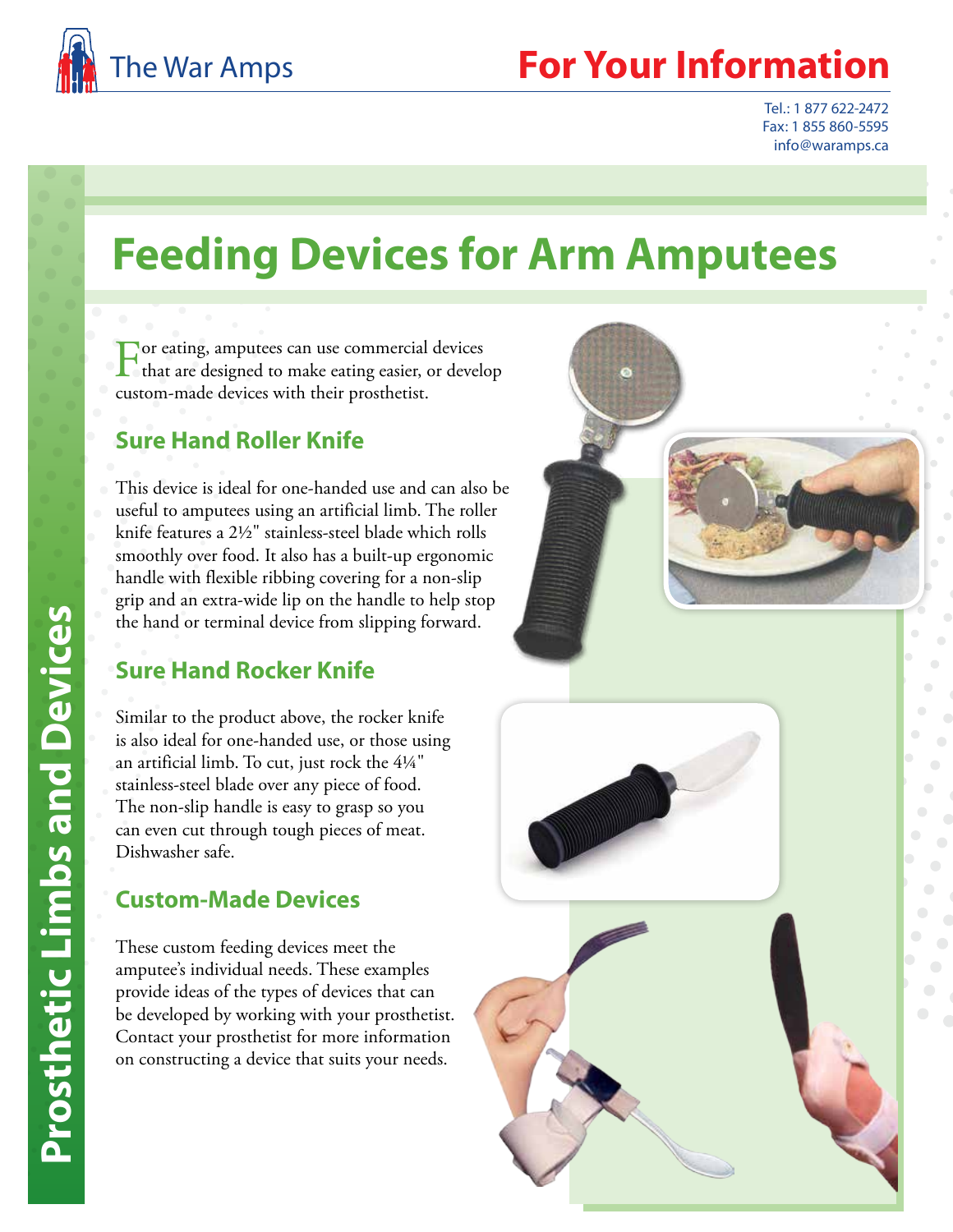The War Amps

# For Your Information

Tel.: 1 877 622-2472
Fax: 1 855 860-5595
info@waramps.ca

Prosthetic Limbs and Devices

# Feeding Devices for Arm Amputees

For eating, amputees can use commercial devices that are designed to make eating easier, or develop custom-made devices with their prosthetist.

## Sure Hand Roller Knife

This device is ideal for one-handed use and can also be useful to amputees using an artificial limb. The roller knife features a 2½" stainless-steel blade which rolls smoothly over food. It also has a built-up ergonomic handle with flexible ribbing covering for a non-slip grip and an extra-wide lip on the handle to help stop the hand or terminal device from slipping forward.

## Sure Hand Rocker Knife

Similar to the product above, the rocker knife is also ideal for one-handed use, or those using an artificial limb. To cut, just rock the 4¼" stainless-steel blade over any piece of food. The non-slip handle is easy to grasp so you can even cut through tough pieces of meat. Dishwasher safe.

## Custom-Made Devices

These custom feeding devices meet the amputee's individual needs. These examples provide ideas of the types of devices that can be developed by working with your prosthetist. Contact your prosthetist for more information on constructing a device that suits your needs.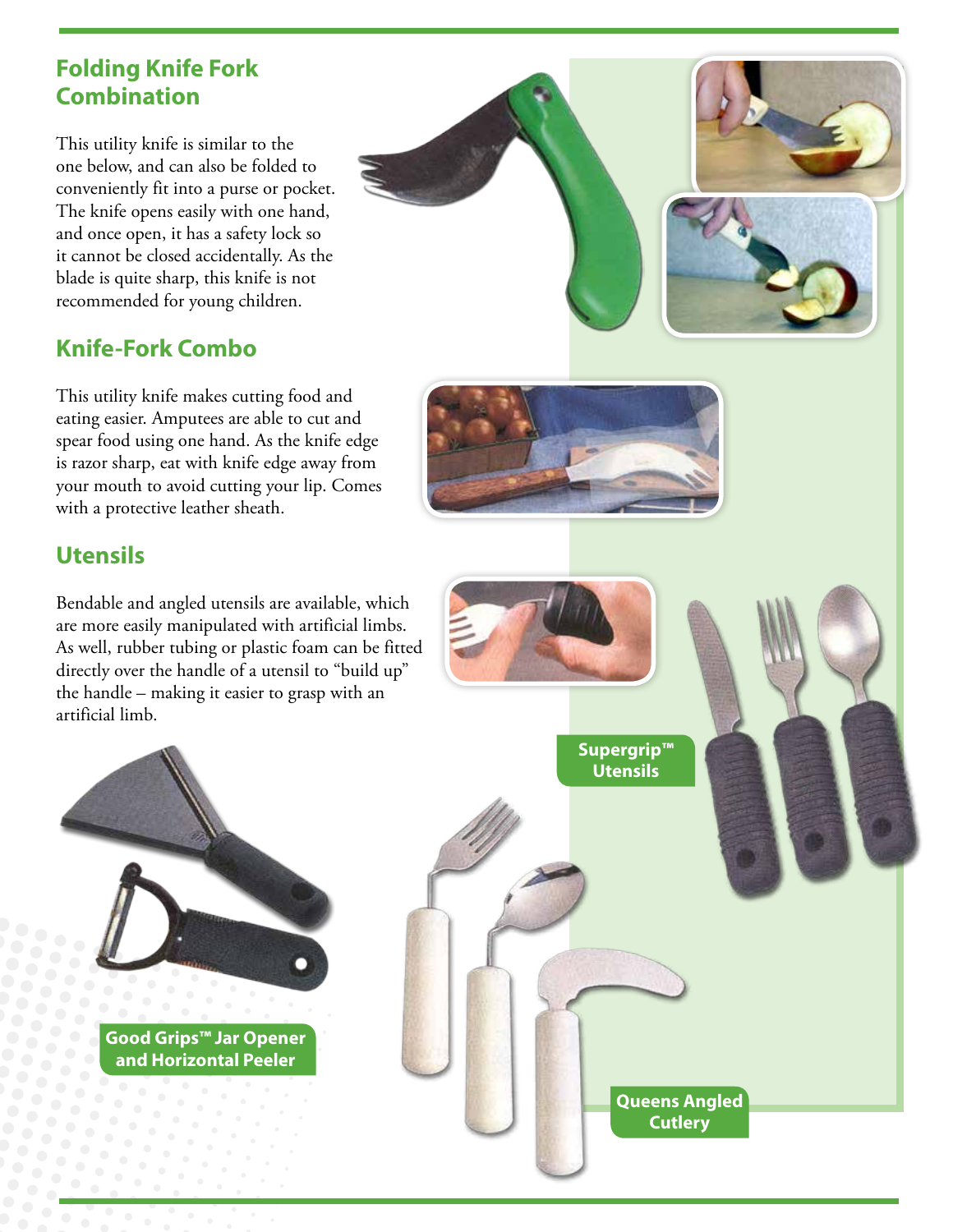## Folding Knife Fork Combination

This utility knife is similar to the one below, and can also be folded to conveniently fit into a purse or pocket. The knife opens easily with one hand, and once open, it has a safety lock so it cannot be closed accidentally. As the blade is quite sharp, this knife is not recommended for young children.

## Knife-Fork Combo

This utility knife makes cutting food and eating easier. Amputees are able to cut and spear food using one hand. As the knife edge is razor sharp, eat with knife edge away from your mouth to avoid cutting your lip. Comes with a protective leather sheath.

## Utensils

Bendable and angled utensils are available, which are more easily manipulated with artificial limbs. As well, rubber tubing or plastic foam can be fitted directly over the handle of a utensil to "build up" the handle – making it easier to grasp with an artificial limb.

**Supergrip™ Utensils**

**Good Grips™ Jar Opener and Horizontal Peeler**

**Queens Angled Cutlery**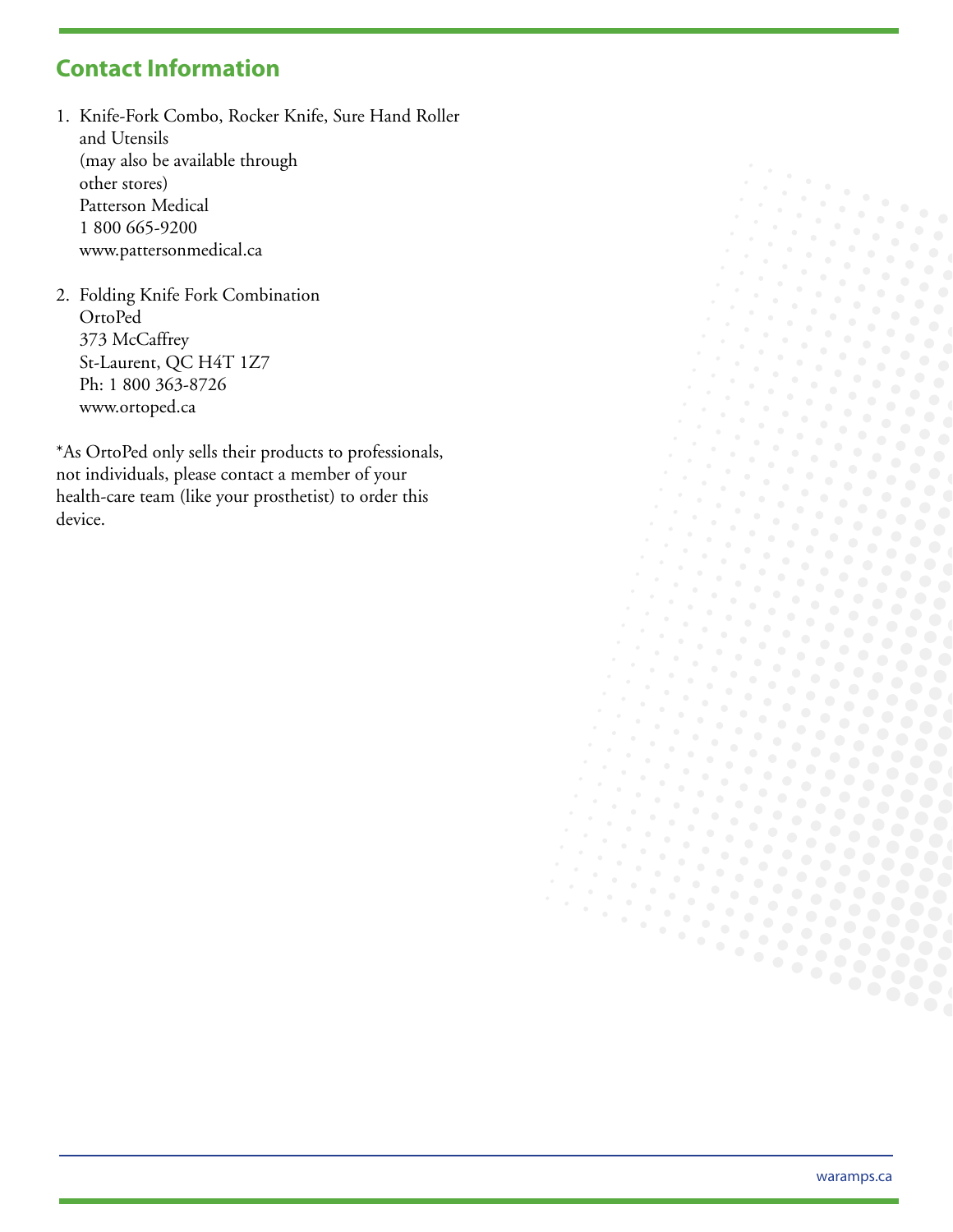## Contact Information

1. Knife-Fork Combo, Rocker Knife, Sure Hand Roller and Utensils
   (may also be available through other stores)
   Patterson Medical
   1 800 665-9200
   www.pattersonmedical.ca

2. Folding Knife Fork Combination
   OrtoPed
   373 McCaffrey
   St-Laurent, QC H4T 1Z7
   Ph: 1 800 363-8726
   www.ortoped.ca

*As OrtoPed only sells their products to professionals, not individuals, please contact a member of your health-care team (like your prosthetist) to order this device.